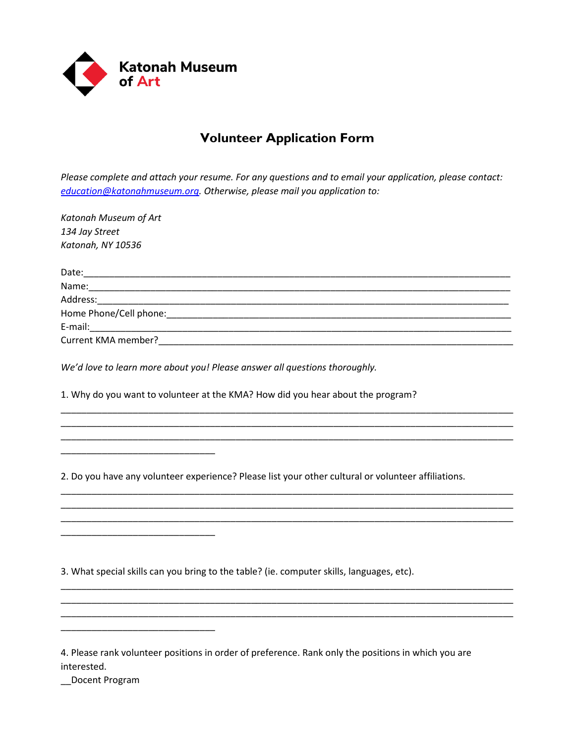Katonah Museum of Art

# Volunteer Application Form

*Please complete and attach your resume. For any questions and to email your application, please contact: [education@katonahmuseum.org](mailto:education@katonahmuseum.org). Otherwise, please mail you application to:*

*Katonah Museum of Art*
*134 Jay Street*
*Katonah, NY 10536*

Date:______________________________________________________________________________
Name:_____________________________________________________________________________
Address:___________________________________________________________________________
Home Phone/Cell phone:______________________________________________________________
E-mail:_____________________________________________________________________________
Current KMA member?_________________________________________________________________

*We'd love to learn more about you! Please answer all questions thoroughly.*

1. Why do you want to volunteer at the KMA? How did you hear about the program?

___________________________________________________________________________________
___________________________________________________________________________________
___________________________________________________________________________________
______________________________

2. Do you have any volunteer experience? Please list your other cultural or volunteer affiliations.

___________________________________________________________________________________
___________________________________________________________________________________
___________________________________________________________________________________
______________________________

3. What special skills can you bring to the table? (ie. computer skills, languages, etc).

___________________________________________________________________________________
___________________________________________________________________________________
___________________________________________________________________________________
______________________________

4. Please rank volunteer positions in order of preference. Rank only the positions in which you are interested.

__Docent Program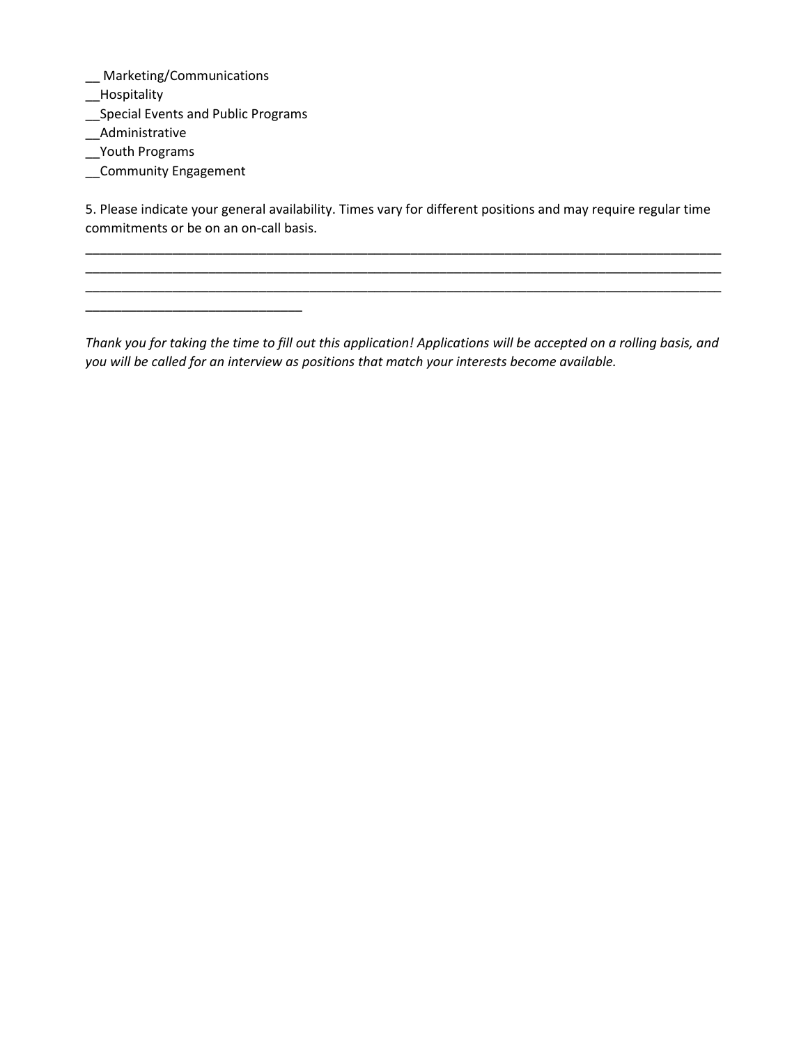__ Marketing/Communications
__Hospitality
__Special Events and Public Programs
__Administrative
__Youth Programs
__Community Engagement

5. Please indicate your general availability. Times vary for different positions and may require regular time commitments or be on an on-call basis.

_____________________________________________________________________________________________
_____________________________________________________________________________________________
_____________________________________________________________________________________________
_______________________________

*Thank you for taking the time to fill out this application! Applications will be accepted on a rolling basis, and you will be called for an interview as positions that match your interests become available.*